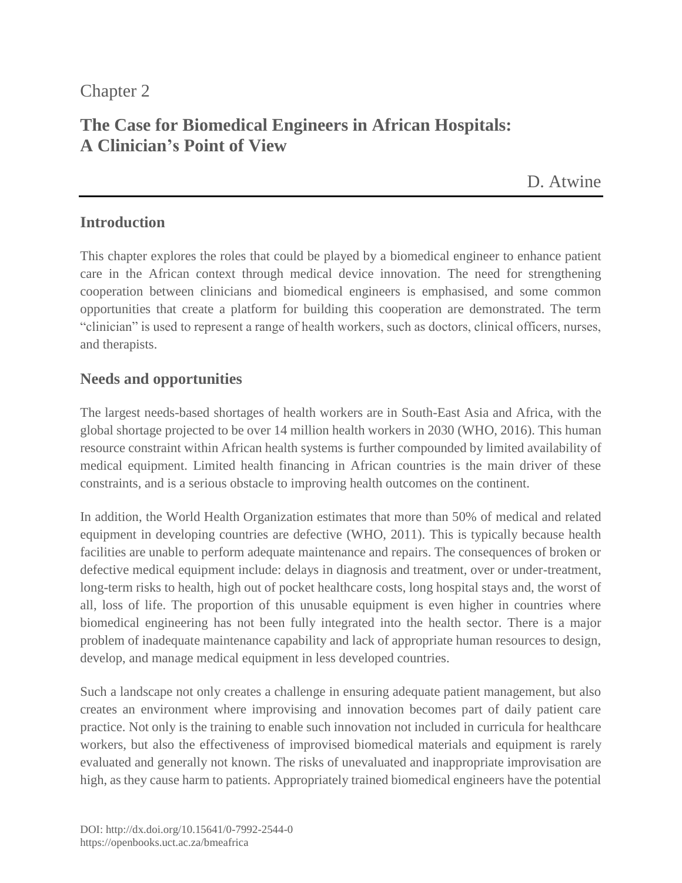Chapter 2

# The Case for Biomedical Engineers in African Hospitals: A Clinician's Point of View

D. Atwine

## Introduction

This chapter explores the roles that could be played by a biomedical engineer to enhance patient care in the African context through medical device innovation. The need for strengthening cooperation between clinicians and biomedical engineers is emphasised, and some common opportunities that create a platform for building this cooperation are demonstrated. The term "clinician" is used to represent a range of health workers, such as doctors, clinical officers, nurses, and therapists.

## Needs and opportunities

The largest needs-based shortages of health workers are in South-East Asia and Africa, with the global shortage projected to be over 14 million health workers in 2030 (WHO, 2016). This human resource constraint within African health systems is further compounded by limited availability of medical equipment. Limited health financing in African countries is the main driver of these constraints, and is a serious obstacle to improving health outcomes on the continent.

In addition, the World Health Organization estimates that more than 50% of medical and related equipment in developing countries are defective (WHO, 2011). This is typically because health facilities are unable to perform adequate maintenance and repairs. The consequences of broken or defective medical equipment include: delays in diagnosis and treatment, over or under-treatment, long-term risks to health, high out of pocket healthcare costs, long hospital stays and, the worst of all, loss of life. The proportion of this unusable equipment is even higher in countries where biomedical engineering has not been fully integrated into the health sector. There is a major problem of inadequate maintenance capability and lack of appropriate human resources to design, develop, and manage medical equipment in less developed countries.

Such a landscape not only creates a challenge in ensuring adequate patient management, but also creates an environment where improvising and innovation becomes part of daily patient care practice. Not only is the training to enable such innovation not included in curricula for healthcare workers, but also the effectiveness of improvised biomedical materials and equipment is rarely evaluated and generally not known. The risks of unevaluated and inappropriate improvisation are high, as they cause harm to patients. Appropriately trained biomedical engineers have the potential

DOI: http://dx.doi.org/10.15641/0-7992-2544-0
https://openbooks.uct.ac.za/bmeafrica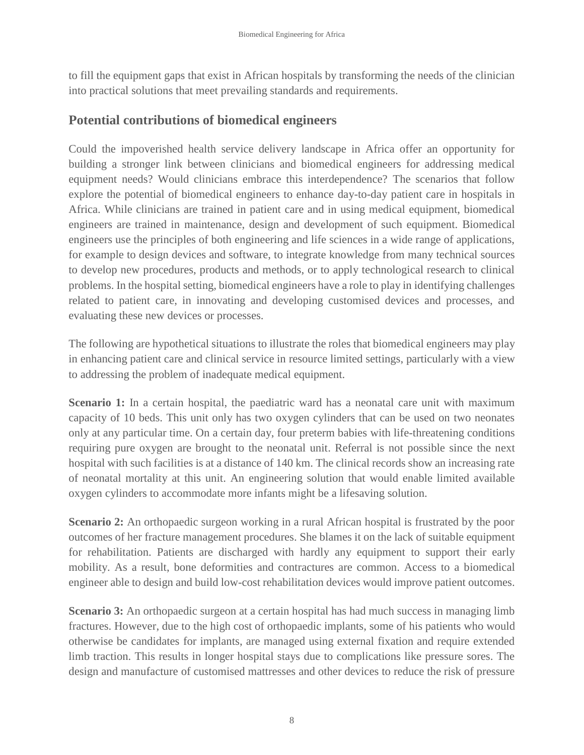to fill the equipment gaps that exist in African hospitals by transforming the needs of the clinician into practical solutions that meet prevailing standards and requirements.

## Potential contributions of biomedical engineers

Could the impoverished health service delivery landscape in Africa offer an opportunity for building a stronger link between clinicians and biomedical engineers for addressing medical equipment needs? Would clinicians embrace this interdependence? The scenarios that follow explore the potential of biomedical engineers to enhance day-to-day patient care in hospitals in Africa. While clinicians are trained in patient care and in using medical equipment, biomedical engineers are trained in maintenance, design and development of such equipment. Biomedical engineers use the principles of both engineering and life sciences in a wide range of applications, for example to design devices and software, to integrate knowledge from many technical sources to develop new procedures, products and methods, or to apply technological research to clinical problems. In the hospital setting, biomedical engineers have a role to play in identifying challenges related to patient care, in innovating and developing customised devices and processes, and evaluating these new devices or processes.

The following are hypothetical situations to illustrate the roles that biomedical engineers may play in enhancing patient care and clinical service in resource limited settings, particularly with a view to addressing the problem of inadequate medical equipment.

**Scenario 1:** In a certain hospital, the paediatric ward has a neonatal care unit with maximum capacity of 10 beds. This unit only has two oxygen cylinders that can be used on two neonates only at any particular time. On a certain day, four preterm babies with life-threatening conditions requiring pure oxygen are brought to the neonatal unit. Referral is not possible since the next hospital with such facilities is at a distance of 140 km. The clinical records show an increasing rate of neonatal mortality at this unit. An engineering solution that would enable limited available oxygen cylinders to accommodate more infants might be a lifesaving solution.

**Scenario 2:** An orthopaedic surgeon working in a rural African hospital is frustrated by the poor outcomes of her fracture management procedures. She blames it on the lack of suitable equipment for rehabilitation. Patients are discharged with hardly any equipment to support their early mobility. As a result, bone deformities and contractures are common. Access to a biomedical engineer able to design and build low-cost rehabilitation devices would improve patient outcomes.

**Scenario 3:** An orthopaedic surgeon at a certain hospital has had much success in managing limb fractures. However, due to the high cost of orthopaedic implants, some of his patients who would otherwise be candidates for implants, are managed using external fixation and require extended limb traction. This results in longer hospital stays due to complications like pressure sores. The design and manufacture of customised mattresses and other devices to reduce the risk of pressure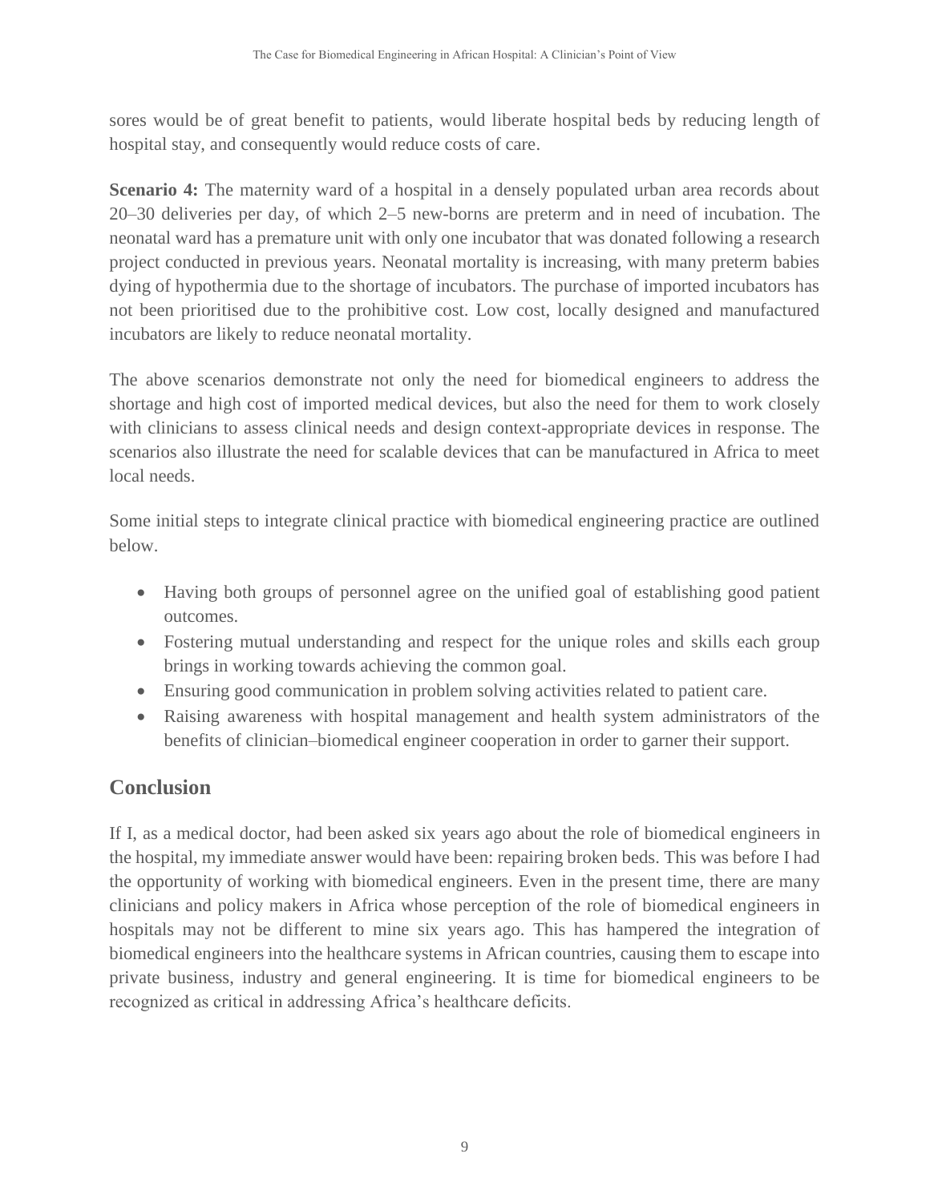sores would be of great benefit to patients, would liberate hospital beds by reducing length of hospital stay, and consequently would reduce costs of care.

**Scenario 4:** The maternity ward of a hospital in a densely populated urban area records about 20–30 deliveries per day, of which 2–5 new-borns are preterm and in need of incubation. The neonatal ward has a premature unit with only one incubator that was donated following a research project conducted in previous years. Neonatal mortality is increasing, with many preterm babies dying of hypothermia due to the shortage of incubators. The purchase of imported incubators has not been prioritised due to the prohibitive cost. Low cost, locally designed and manufactured incubators are likely to reduce neonatal mortality.

The above scenarios demonstrate not only the need for biomedical engineers to address the shortage and high cost of imported medical devices, but also the need for them to work closely with clinicians to assess clinical needs and design context-appropriate devices in response. The scenarios also illustrate the need for scalable devices that can be manufactured in Africa to meet local needs.

Some initial steps to integrate clinical practice with biomedical engineering practice are outlined below.

- Having both groups of personnel agree on the unified goal of establishing good patient outcomes.
- Fostering mutual understanding and respect for the unique roles and skills each group brings in working towards achieving the common goal.
- Ensuring good communication in problem solving activities related to patient care.
- Raising awareness with hospital management and health system administrators of the benefits of clinician–biomedical engineer cooperation in order to garner their support.

## Conclusion

If I, as a medical doctor, had been asked six years ago about the role of biomedical engineers in the hospital, my immediate answer would have been: repairing broken beds. This was before I had the opportunity of working with biomedical engineers. Even in the present time, there are many clinicians and policy makers in Africa whose perception of the role of biomedical engineers in hospitals may not be different to mine six years ago. This has hampered the integration of biomedical engineers into the healthcare systems in African countries, causing them to escape into private business, industry and general engineering. It is time for biomedical engineers to be recognized as critical in addressing Africa's healthcare deficits.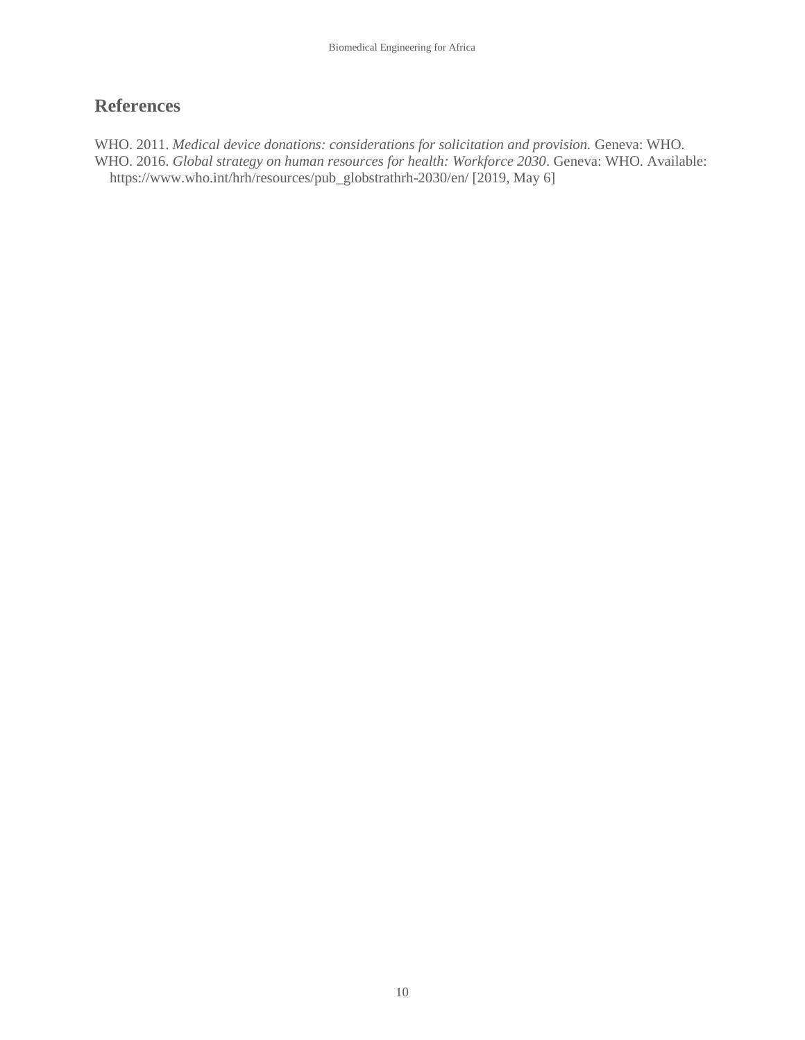## References

WHO. 2011. *Medical device donations: considerations for solicitation and provision.* Geneva: WHO.

WHO. 2016. *Global strategy on human resources for health: Workforce 2030*. Geneva: WHO. Available: https://www.who.int/hrh/resources/pub_globstrathrh-2030/en/ [2019, May 6]